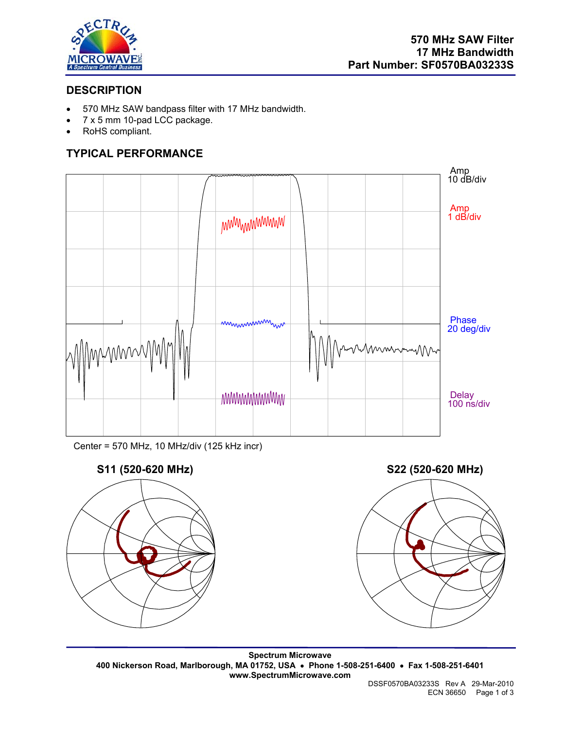570 MHz SAW Filter
17 MHz Bandwidth
Part Number: SF0570BA03233S

## DESCRIPTION

- 570 MHz SAW bandpass filter with 17 MHz bandwidth.
- 7 x 5 mm 10-pad LCC package.
- RoHS compliant.

## TYPICAL PERFORMANCE

Amp 10 dB/div

Amp 1 dB/div

Phase 20 deg/div

Delay 100 ns/div

Center = 570 MHz, 10 MHz/div (125 kHz incr)

**S11 (520-620 MHz)**

**S22 (520-620 MHz)**

**Spectrum Microwave**
**400 Nickerson Road, Marlborough, MA 01752, USA • Phone 1-508-251-6400 • Fax 1-508-251-6401**
**www.SpectrumMicrowave.com**

DSSF0570BA03233S Rev A 29-Mar-2010
ECN 36650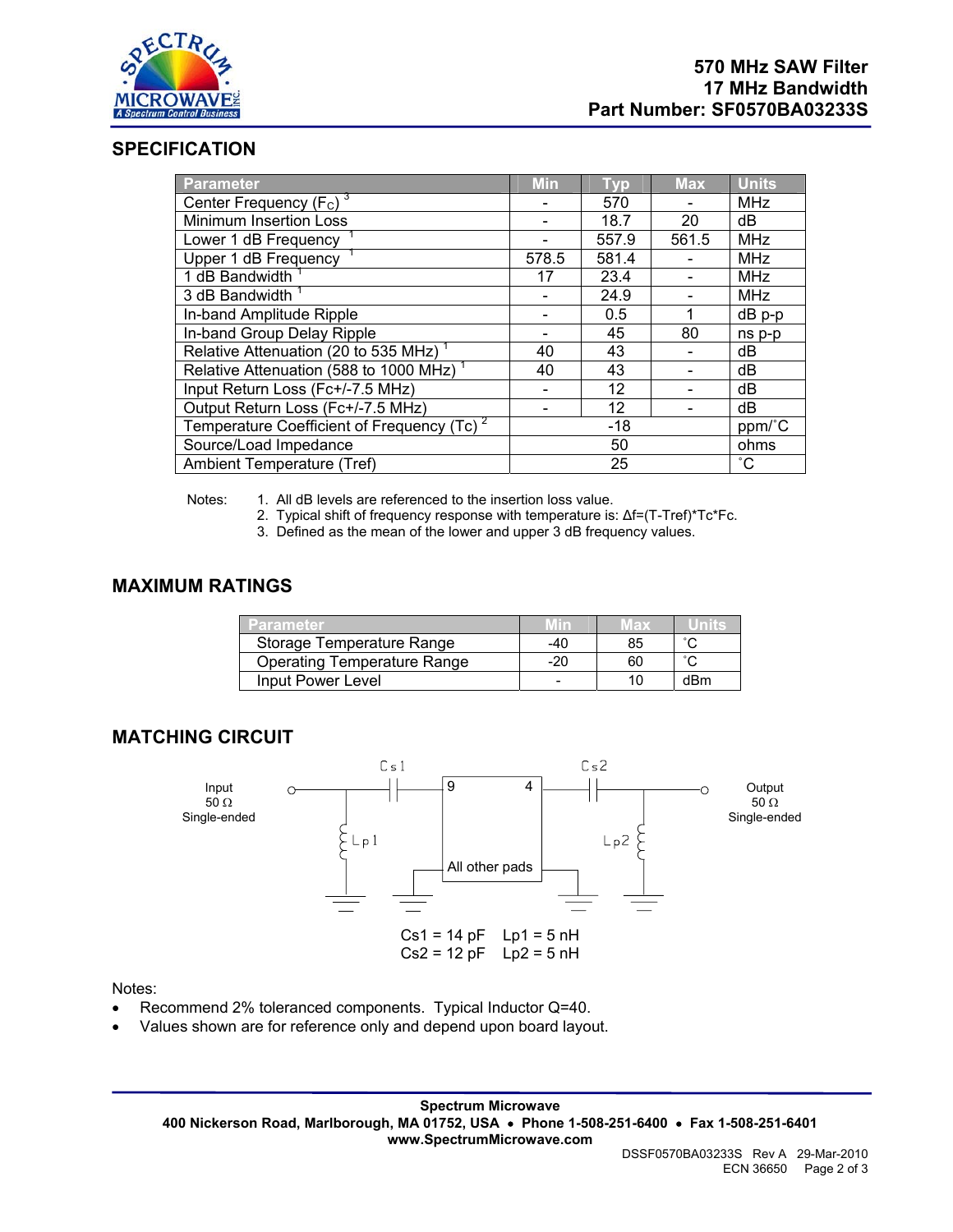**570 MHz SAW Filter**
**17 MHz Bandwidth**
**Part Number: SF0570BA03233S**

## SPECIFICATION

| Parameter | Min | Typ | Max | Units |
|---|---|---|---|---|
| Center Frequency ($F_C$) [3] | - | 570 | - | MHz |
| Minimum Insertion Loss | - | 18.7 | 20 | dB |
| Lower 1 dB Frequency [1] | - | 557.9 | 561.5 | MHz |
| Upper 1 dB Frequency [1] | 578.5 | 581.4 | - | MHz |
| 1 dB Bandwidth [1] | 17 | 23.4 | - | MHz |
| 3 dB Bandwidth [1] | - | 24.9 | - | MHz |
| In-band Amplitude Ripple | - | 0.5 | 1 | dB p-p |
| In-band Group Delay Ripple | - | 45 | 80 | ns p-p |
| Relative Attenuation (20 to 535 MHz) [1] | 40 | 43 | - | dB |
| Relative Attenuation (588 to 1000 MHz) [1] | 40 | 43 | - | dB |
| Input Return Loss (Fc+/-7.5 MHz) | - | 12 | - | dB |
| Output Return Loss (Fc+/-7.5 MHz) | - | 12 | - | dB |
| Temperature Coefficient of Frequency (Tc) [2] | | -18 | | ppm/˚C |
| Source/Load Impedance | | 50 | | ohms |
| Ambient Temperature (Tref) | | 25 | | ˚C |

Notes:
1. All dB levels are referenced to the insertion loss value.
2. Typical shift of frequency response with temperature is: Δf=(T-Tref)\*Tc\*Fc.
3. Defined as the mean of the lower and upper 3 dB frequency values.

## MAXIMUM RATINGS

| Parameter | Min | Max | Units |
|---|---|---|---|
| Storage Temperature Range | -40 | 85 | ˚C |
| Operating Temperature Range | -20 | 60 | ˚C |
| Input Power Level | - | 10 | dBm |

## MATCHING CIRCUIT

Input 50 Ω Single-ended — Cs1 — 9 [All other pads] 4 — Cs2 — Output 50 Ω Single-ended; Lp1 (input shunt), Lp2 (output shunt)

Cs1 = 14 pF  Lp1 = 5 nH
Cs2 = 12 pF  Lp2 = 5 nH

Notes:
- Recommend 2% toleranced components. Typical Inductor Q=40.
- Values shown are for reference only and depend upon board layout.

**Spectrum Microwave**
**400 Nickerson Road, Marlborough, MA 01752, USA • Phone 1-508-251-6400 • Fax 1-508-251-6401**
**www.SpectrumMicrowave.com**

DSSF0570BA03233S Rev A 29-Mar-2010
ECN 36650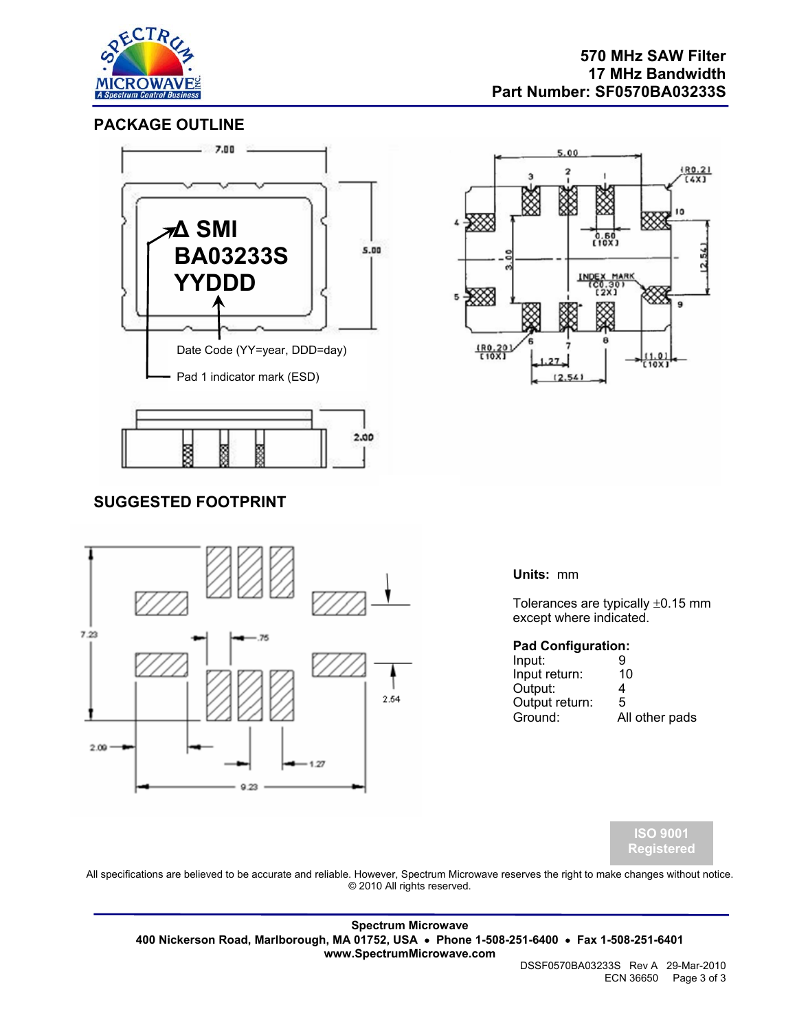**570 MHz SAW Filter**
**17 MHz Bandwidth**
**Part Number: SF0570BA03233S**

## PACKAGE OUTLINE

7.00

5.00

Δ SMI
BA03233S
YYDDD

Date Code (YY=year, DDD=day)

Pad 1 indicator mark (ESD)

2.00

5.00

3 2 1

(R0.2) [4X]

10

4

0.60 [10X]

3.00

(2.54)

INDEX MARK (C0.30) [2X]

5

9

6 7 8

(R0.20) [10X]

1.27

(2.54)

(1.0) [10X]

## SUGGESTED FOOTPRINT

7.23

.75

2.54

2.00

1.27

9.23

**Units:** mm

Tolerances are typically ±0.15 mm except where indicated.

**Pad Configuration:**

| | |
|---|---|
| Input: | 9 |
| Input return: | 10 |
| Output: | 4 |
| Output return: | 5 |
| Ground: | All other pads |

ISO 9001 Registered

All specifications are believed to be accurate and reliable. However, Spectrum Microwave reserves the right to make changes without notice.
© 2010 All rights reserved.

**Spectrum Microwave**
**400 Nickerson Road, Marlborough, MA 01752, USA • Phone 1-508-251-6400 • Fax 1-508-251-6401**
**www.SpectrumMicrowave.com**

DSSF0570BA03233S Rev A 29-Mar-2010
ECN 36650